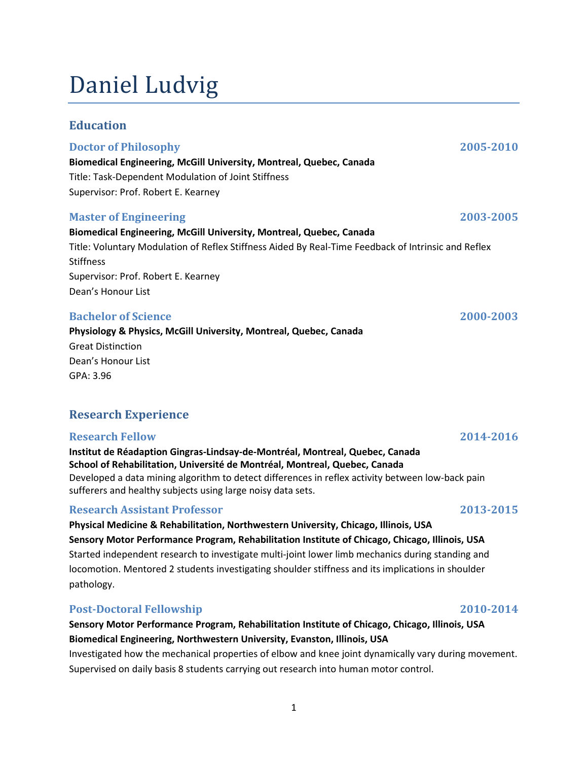# Daniel Ludvig

## Education

### Doctor of Philosophy — 2005-2010

**Biomedical Engineering, McGill University, Montreal, Quebec, Canada**

Title: Task-Dependent Modulation of Joint Stiffness

Supervisor: Prof. Robert E. Kearney

### Master of Engineering — 2003-2005

**Biomedical Engineering, McGill University, Montreal, Quebec, Canada**

Title: Voluntary Modulation of Reflex Stiffness Aided By Real-Time Feedback of Intrinsic and Reflex Stiffness

Supervisor: Prof. Robert E. Kearney

Dean's Honour List

### Bachelor of Science — 2000-2003

**Physiology & Physics, McGill University, Montreal, Quebec, Canada**

Great Distinction

Dean's Honour List

GPA: 3.96

## Research Experience

### Research Fellow — 2014-2016

**Institut de Réadaption Gingras-Lindsay-de-Montréal, Montreal, Quebec, Canada**
**School of Rehabilitation, Université de Montréal, Montreal, Quebec, Canada**

Developed a data mining algorithm to detect differences in reflex activity between low-back pain sufferers and healthy subjects using large noisy data sets.

### Research Assistant Professor — 2013-2015

**Physical Medicine & Rehabilitation, Northwestern University, Chicago, Illinois, USA**
**Sensory Motor Performance Program, Rehabilitation Institute of Chicago, Chicago, Illinois, USA**

Started independent research to investigate multi-joint lower limb mechanics during standing and locomotion. Mentored 2 students investigating shoulder stiffness and its implications in shoulder pathology.

### Post-Doctoral Fellowship — 2010-2014

**Sensory Motor Performance Program, Rehabilitation Institute of Chicago, Chicago, Illinois, USA**
**Biomedical Engineering, Northwestern University, Evanston, Illinois, USA**

Investigated how the mechanical properties of elbow and knee joint dynamically vary during movement. Supervised on daily basis 8 students carrying out research into human motor control.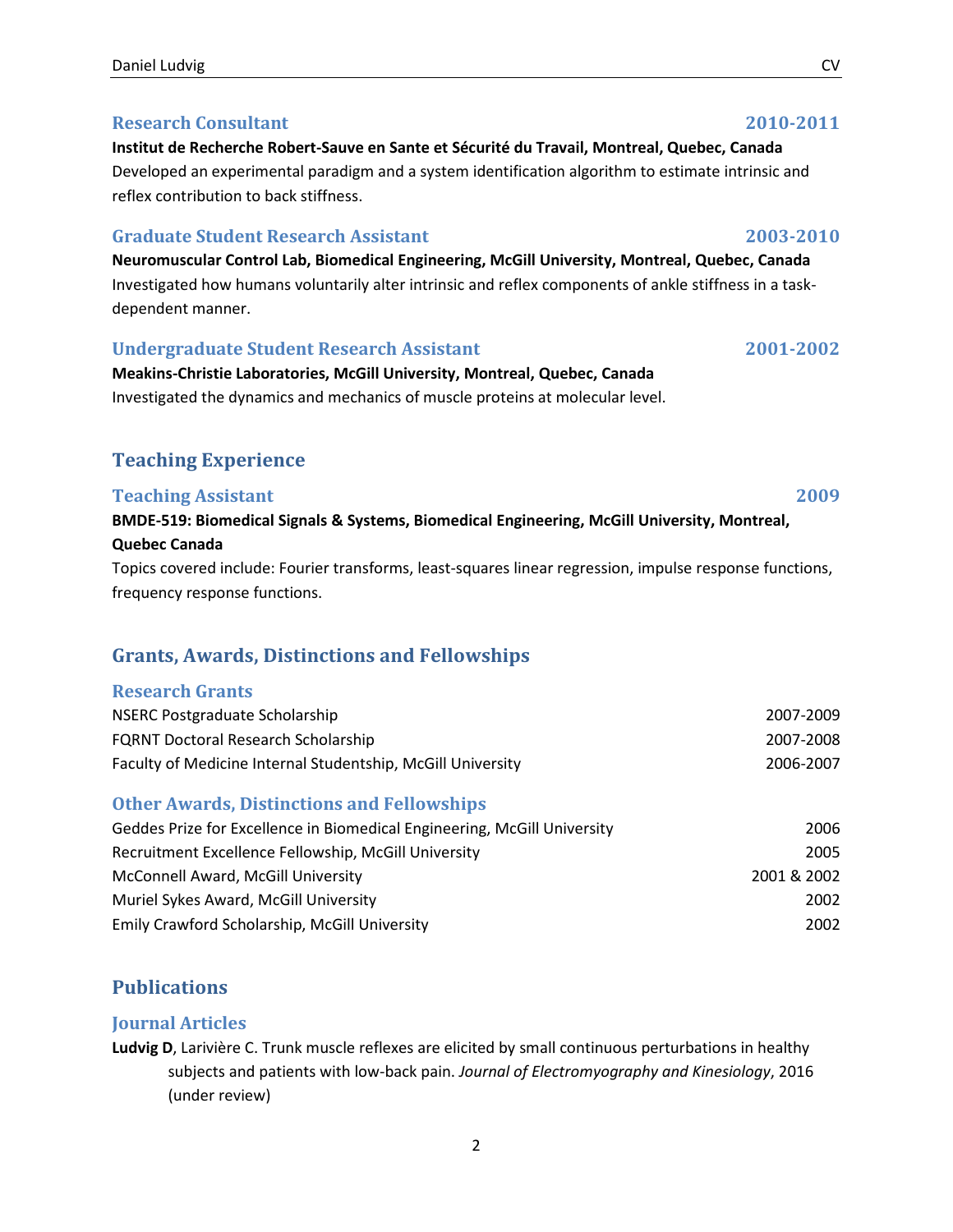### Research Consultant 2010-2011

**Institut de Recherche Robert-Sauve en Sante et Sécurité du Travail, Montreal, Quebec, Canada**
Developed an experimental paradigm and a system identification algorithm to estimate intrinsic and reflex contribution to back stiffness.

### Graduate Student Research Assistant 2003-2010

**Neuromuscular Control Lab, Biomedical Engineering, McGill University, Montreal, Quebec, Canada**
Investigated how humans voluntarily alter intrinsic and reflex components of ankle stiffness in a task-dependent manner.

### Undergraduate Student Research Assistant 2001-2002

**Meakins-Christie Laboratories, McGill University, Montreal, Quebec, Canada**
Investigated the dynamics and mechanics of muscle proteins at molecular level.

## Teaching Experience

### Teaching Assistant 2009

**BMDE-519: Biomedical Signals & Systems, Biomedical Engineering, McGill University, Montreal, Quebec Canada**
Topics covered include: Fourier transforms, least-squares linear regression, impulse response functions, frequency response functions.

## Grants, Awards, Distinctions and Fellowships

### Research Grants

| | |
|---|---|
| NSERC Postgraduate Scholarship | 2007-2009 |
| FQRNT Doctoral Research Scholarship | 2007-2008 |
| Faculty of Medicine Internal Studentship, McGill University | 2006-2007 |

### Other Awards, Distinctions and Fellowships

| | |
|---|---|
| Geddes Prize for Excellence in Biomedical Engineering, McGill University | 2006 |
| Recruitment Excellence Fellowship, McGill University | 2005 |
| McConnell Award, McGill University | 2001 & 2002 |
| Muriel Sykes Award, McGill University | 2002 |
| Emily Crawford Scholarship, McGill University | 2002 |

## Publications

### Journal Articles

**Ludvig D**, Larivière C. Trunk muscle reflexes are elicited by small continuous perturbations in healthy subjects and patients with low-back pain. *Journal of Electromyography and Kinesiology*, 2016 (under review)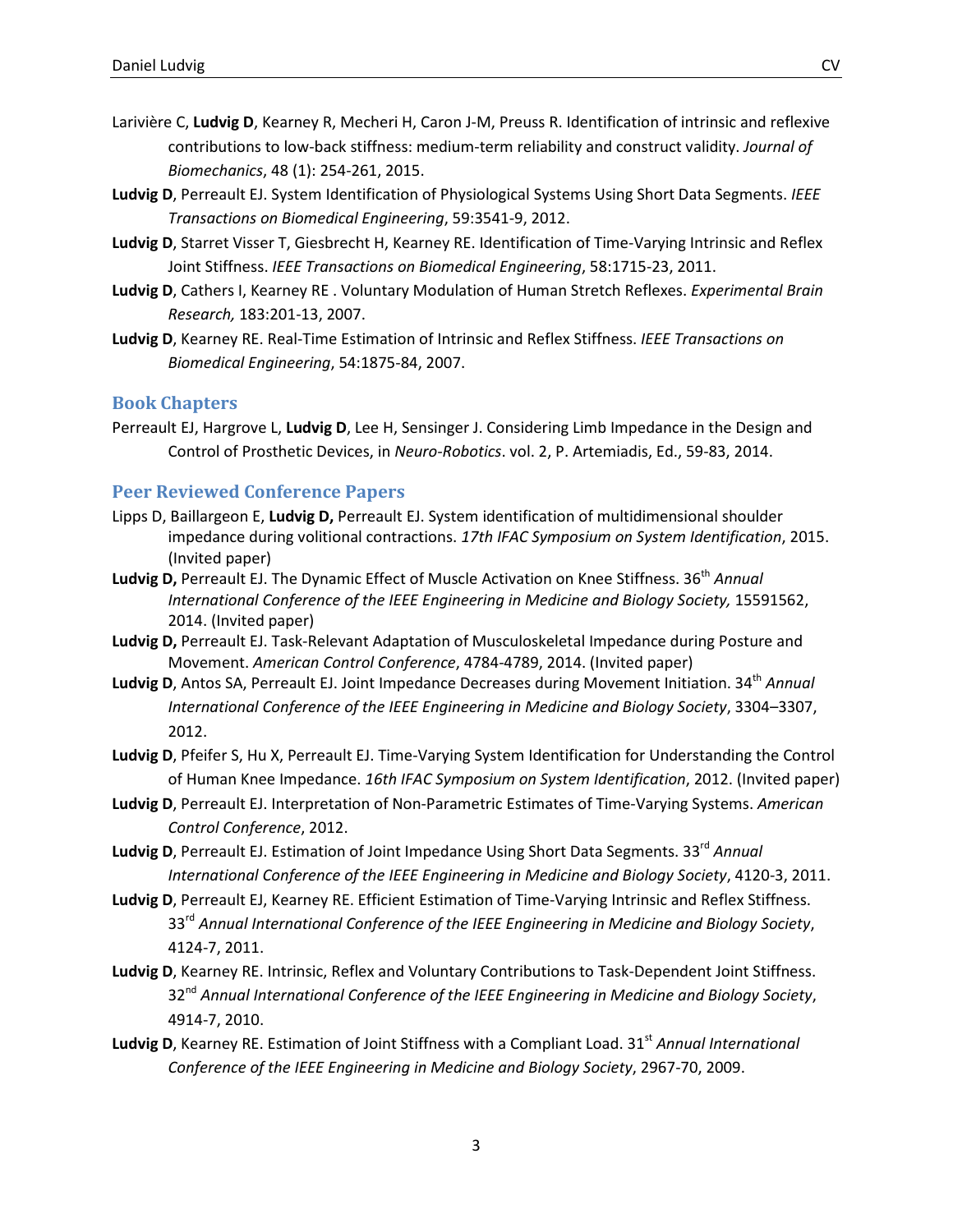Larivière C, **Ludvig D**, Kearney R, Mecheri H, Caron J-M, Preuss R. Identification of intrinsic and reflexive contributions to low-back stiffness: medium-term reliability and construct validity. *Journal of Biomechanics*, 48 (1): 254-261, 2015.

**Ludvig D**, Perreault EJ. System Identification of Physiological Systems Using Short Data Segments. *IEEE Transactions on Biomedical Engineering*, 59:3541-9, 2012.

**Ludvig D**, Starret Visser T, Giesbrecht H, Kearney RE. Identification of Time-Varying Intrinsic and Reflex Joint Stiffness. *IEEE Transactions on Biomedical Engineering*, 58:1715-23, 2011.

**Ludvig D**, Cathers I, Kearney RE . Voluntary Modulation of Human Stretch Reflexes. *Experimental Brain Research,* 183:201-13, 2007.

**Ludvig D**, Kearney RE. Real-Time Estimation of Intrinsic and Reflex Stiffness. *IEEE Transactions on Biomedical Engineering*, 54:1875-84, 2007.

## Book Chapters

Perreault EJ, Hargrove L, **Ludvig D**, Lee H, Sensinger J. Considering Limb Impedance in the Design and Control of Prosthetic Devices, in *Neuro-Robotics*. vol. 2, P. Artemiadis, Ed., 59-83, 2014.

## Peer Reviewed Conference Papers

Lipps D, Baillargeon E, **Ludvig D,** Perreault EJ. System identification of multidimensional shoulder impedance during volitional contractions. *17th IFAC Symposium on System Identification*, 2015. (Invited paper)

**Ludvig D,** Perreault EJ. The Dynamic Effect of Muscle Activation on Knee Stiffness. 36th *Annual International Conference of the IEEE Engineering in Medicine and Biology Society,* 15591562, 2014. (Invited paper)

**Ludvig D,** Perreault EJ. Task-Relevant Adaptation of Musculoskeletal Impedance during Posture and Movement. *American Control Conference*, 4784-4789, 2014. (Invited paper)

**Ludvig D**, Antos SA, Perreault EJ. Joint Impedance Decreases during Movement Initiation. 34th *Annual International Conference of the IEEE Engineering in Medicine and Biology Society*, 3304–3307, 2012.

**Ludvig D**, Pfeifer S, Hu X, Perreault EJ. Time-Varying System Identification for Understanding the Control of Human Knee Impedance. *16th IFAC Symposium on System Identification*, 2012. (Invited paper)

**Ludvig D**, Perreault EJ. Interpretation of Non-Parametric Estimates of Time-Varying Systems. *American Control Conference*, 2012.

**Ludvig D**, Perreault EJ. Estimation of Joint Impedance Using Short Data Segments. 33rd *Annual International Conference of the IEEE Engineering in Medicine and Biology Society*, 4120-3, 2011.

**Ludvig D**, Perreault EJ, Kearney RE. Efficient Estimation of Time-Varying Intrinsic and Reflex Stiffness. 33rd *Annual International Conference of the IEEE Engineering in Medicine and Biology Society*, 4124-7, 2011.

**Ludvig D**, Kearney RE. Intrinsic, Reflex and Voluntary Contributions to Task-Dependent Joint Stiffness. 32nd *Annual International Conference of the IEEE Engineering in Medicine and Biology Society*, 4914-7, 2010.

**Ludvig D**, Kearney RE. Estimation of Joint Stiffness with a Compliant Load. 31st *Annual International Conference of the IEEE Engineering in Medicine and Biology Society*, 2967-70, 2009.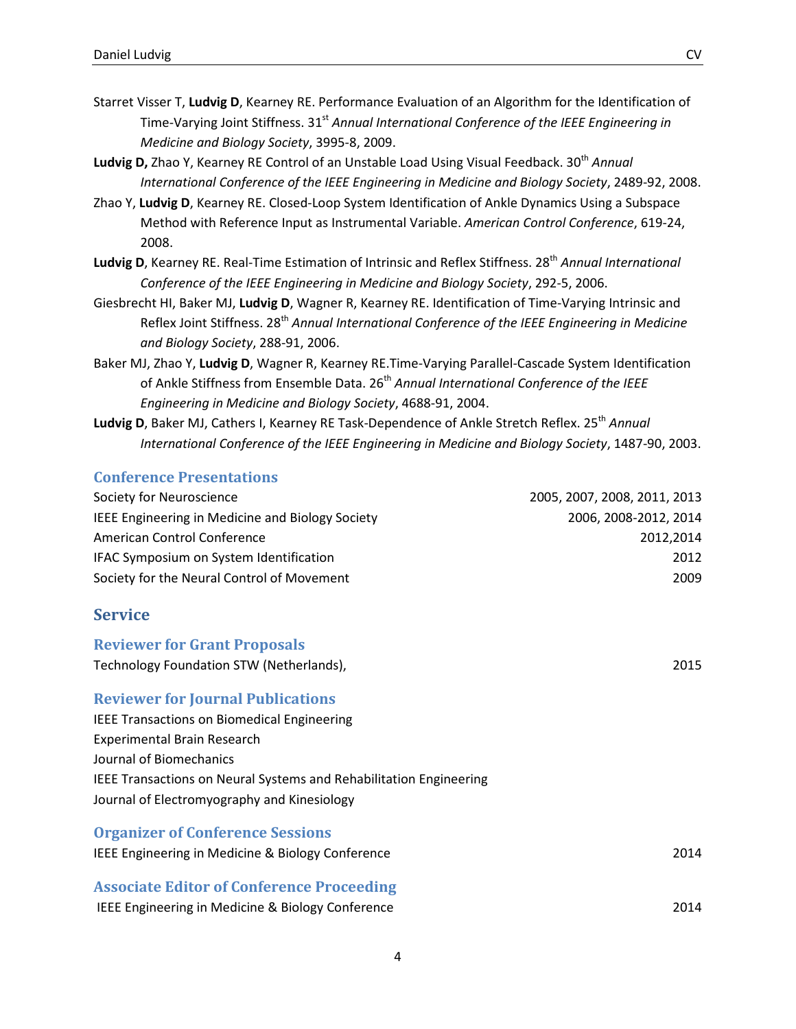Starret Visser T, **Ludvig D**, Kearney RE. Performance Evaluation of an Algorithm for the Identification of Time-Varying Joint Stiffness. 31st *Annual International Conference of the IEEE Engineering in Medicine and Biology Society*, 3995-8, 2009.

**Ludvig D,** Zhao Y, Kearney RE Control of an Unstable Load Using Visual Feedback. 30th *Annual International Conference of the IEEE Engineering in Medicine and Biology Society*, 2489-92, 2008.

Zhao Y, **Ludvig D**, Kearney RE. Closed-Loop System Identification of Ankle Dynamics Using a Subspace Method with Reference Input as Instrumental Variable. *American Control Conference*, 619-24, 2008.

**Ludvig D**, Kearney RE. Real-Time Estimation of Intrinsic and Reflex Stiffness. 28th *Annual International Conference of the IEEE Engineering in Medicine and Biology Society*, 292-5, 2006.

Giesbrecht HI, Baker MJ, **Ludvig D**, Wagner R, Kearney RE. Identification of Time-Varying Intrinsic and Reflex Joint Stiffness. 28th *Annual International Conference of the IEEE Engineering in Medicine and Biology Society*, 288-91, 2006.

Baker MJ, Zhao Y, **Ludvig D**, Wagner R, Kearney RE.Time-Varying Parallel-Cascade System Identification of Ankle Stiffness from Ensemble Data. 26th *Annual International Conference of the IEEE Engineering in Medicine and Biology Society*, 4688-91, 2004.

**Ludvig D**, Baker MJ, Cathers I, Kearney RE Task-Dependence of Ankle Stretch Reflex. 25th *Annual International Conference of the IEEE Engineering in Medicine and Biology Society*, 1487-90, 2003.

### Conference Presentations

| | |
|---|---|
| Society for Neuroscience | 2005, 2007, 2008, 2011, 2013 |
| IEEE Engineering in Medicine and Biology Society | 2006, 2008-2012, 2014 |
| American Control Conference | 2012,2014 |
| IFAC Symposium on System Identification | 2012 |
| Society for the Neural Control of Movement | 2009 |

## Service

### Reviewer for Grant Proposals

Technology Foundation STW (Netherlands), 2015

### Reviewer for Journal Publications

IEEE Transactions on Biomedical Engineering
Experimental Brain Research
Journal of Biomechanics
IEEE Transactions on Neural Systems and Rehabilitation Engineering
Journal of Electromyography and Kinesiology

### Organizer of Conference Sessions

IEEE Engineering in Medicine & Biology Conference 2014

### Associate Editor of Conference Proceeding

IEEE Engineering in Medicine & Biology Conference 2014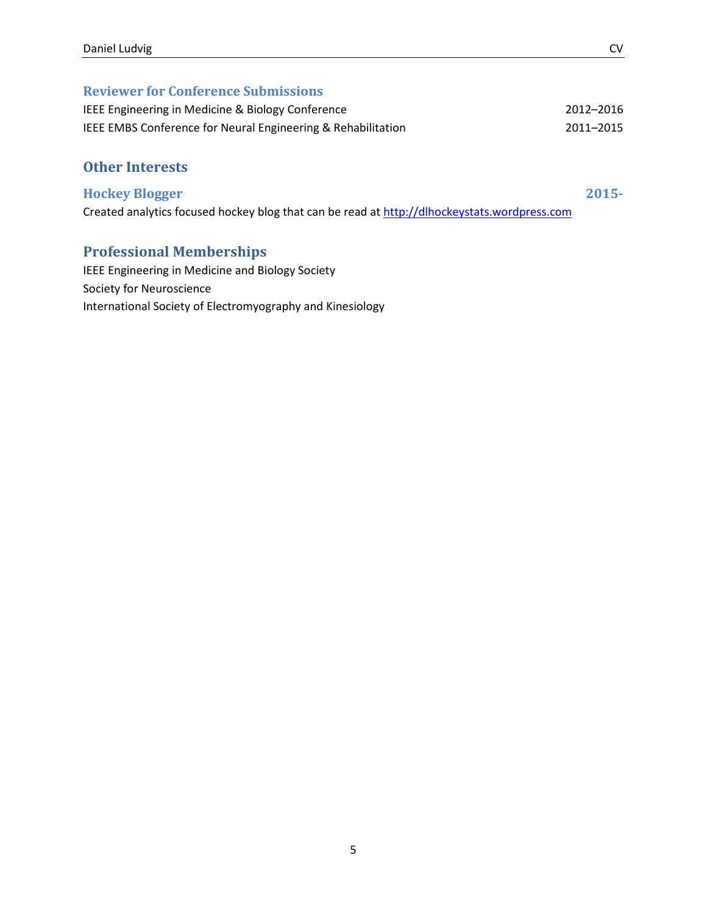### Reviewer for Conference Submissions

IEEE Engineering in Medicine & Biology Conference 2012–2016

IEEE EMBS Conference for Neural Engineering & Rehabilitation 2011–2015

## Other Interests

### Hockey Blogger 2015-

Created analytics focused hockey blog that can be read at [http://dlhockeystats.wordpress.com](http://dlhockeystats.wordpress.com)

## Professional Memberships

IEEE Engineering in Medicine and Biology Society

Society for Neuroscience

International Society of Electromyography and Kinesiology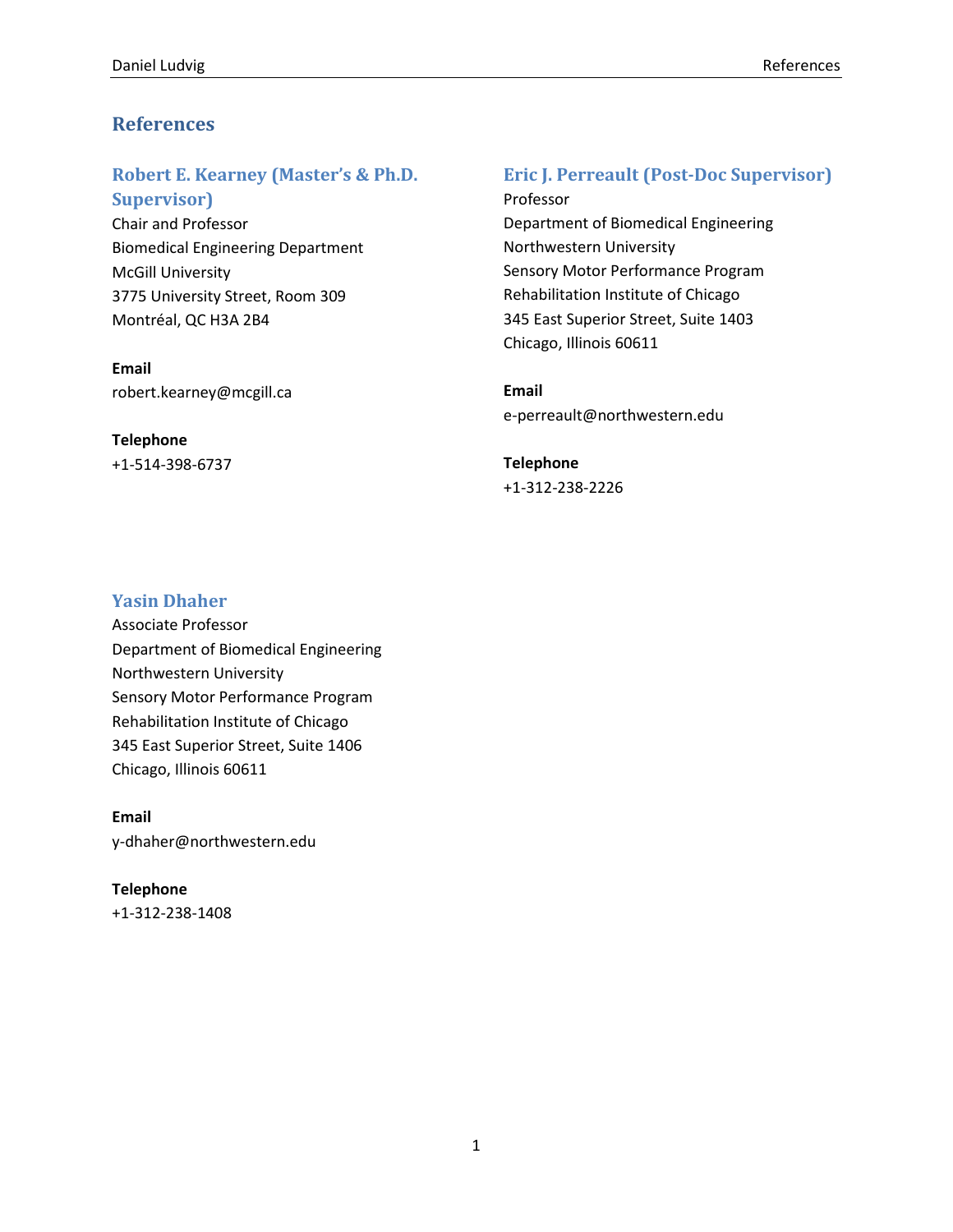# References

## Robert E. Kearney (Master's & Ph.D. Supervisor)

Chair and Professor
Biomedical Engineering Department
McGill University
3775 University Street, Room 309
Montréal, QC H3A 2B4

**Email**
robert.kearney@mcgill.ca

**Telephone**
+1-514-398-6737

## Eric J. Perreault (Post-Doc Supervisor)

Professor
Department of Biomedical Engineering
Northwestern University
Sensory Motor Performance Program
Rehabilitation Institute of Chicago
345 East Superior Street, Suite 1403
Chicago, Illinois 60611

**Email**
e-perreault@northwestern.edu

**Telephone**
+1-312-238-2226

## Yasin Dhaher

Associate Professor
Department of Biomedical Engineering
Northwestern University
Sensory Motor Performance Program
Rehabilitation Institute of Chicago
345 East Superior Street, Suite 1406
Chicago, Illinois 60611

**Email**
y-dhaher@northwestern.edu

**Telephone**
+1-312-238-1408